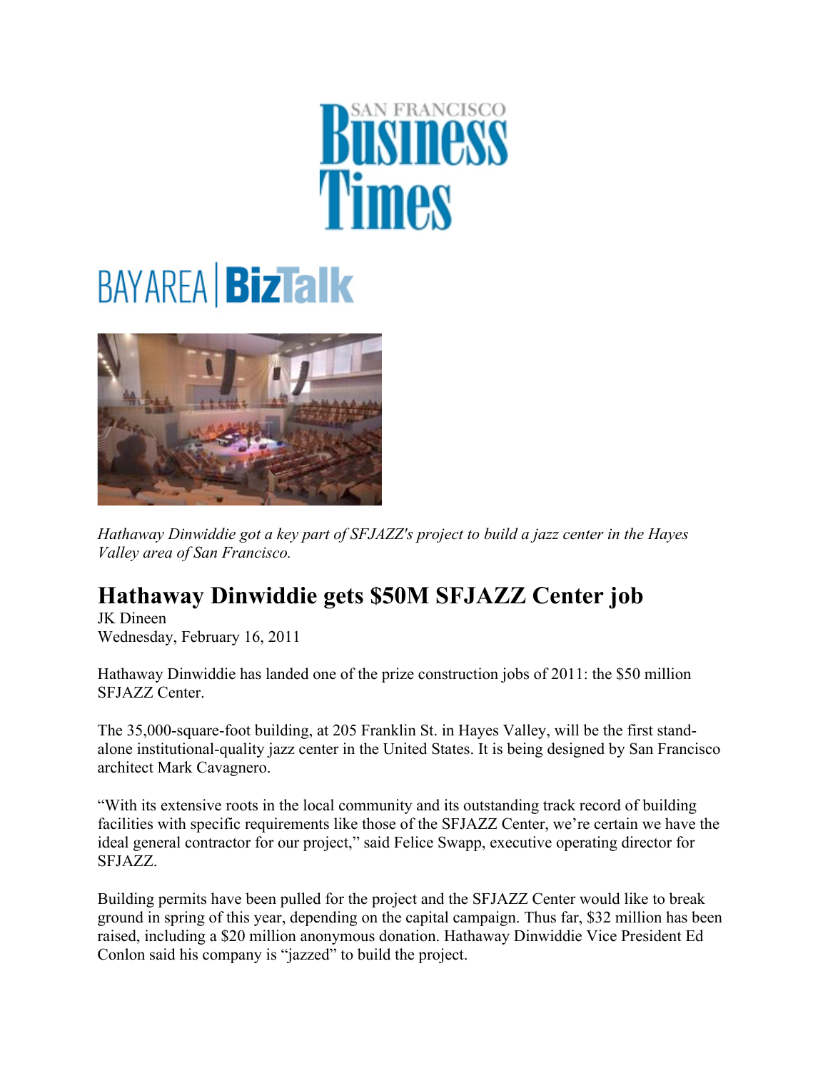San Francisco Business Times

Bay Area BizTalk

*Hathaway Dinwiddie got a key part of SFJAZZ's project to build a jazz center in the Hayes Valley area of San Francisco.*

# Hathaway Dinwiddie gets $50M SFJAZZ Center job

JK Dineen
Wednesday, February 16, 2011

Hathaway Dinwiddie has landed one of the prize construction jobs of 2011: the $50 million SFJAZZ Center.

The 35,000-square-foot building, at 205 Franklin St. in Hayes Valley, will be the first stand-alone institutional-quality jazz center in the United States. It is being designed by San Francisco architect Mark Cavagnero.

"With its extensive roots in the local community and its outstanding track record of building facilities with specific requirements like those of the SFJAZZ Center, we're certain we have the ideal general contractor for our project," said Felice Swapp, executive operating director for SFJAZZ.

Building permits have been pulled for the project and the SFJAZZ Center would like to break ground in spring of this year, depending on the capital campaign. Thus far, $32 million has been raised, including a $20 million anonymous donation. Hathaway Dinwiddie Vice President Ed Conlon said his company is "jazzed" to build the project.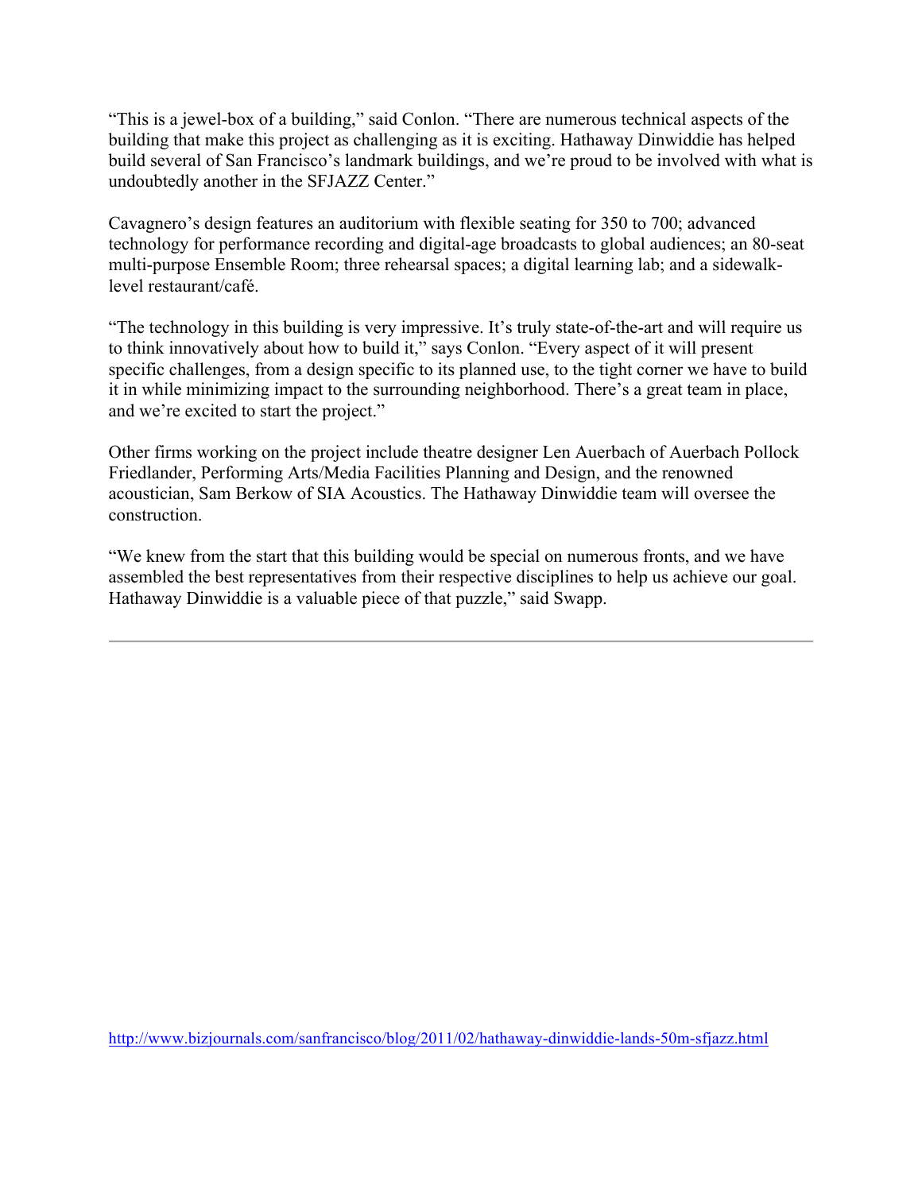"This is a jewel-box of a building," said Conlon. "There are numerous technical aspects of the building that make this project as challenging as it is exciting. Hathaway Dinwiddie has helped build several of San Francisco's landmark buildings, and we're proud to be involved with what is undoubtedly another in the SFJAZZ Center."

Cavagnero's design features an auditorium with flexible seating for 350 to 700; advanced technology for performance recording and digital-age broadcasts to global audiences; an 80-seat multi-purpose Ensemble Room; three rehearsal spaces; a digital learning lab; and a sidewalk-level restaurant/café.

"The technology in this building is very impressive. It's truly state-of-the-art and will require us to think innovatively about how to build it," says Conlon. "Every aspect of it will present specific challenges, from a design specific to its planned use, to the tight corner we have to build it in while minimizing impact to the surrounding neighborhood. There's a great team in place, and we're excited to start the project."

Other firms working on the project include theatre designer Len Auerbach of Auerbach Pollock Friedlander, Performing Arts/Media Facilities Planning and Design, and the renowned acoustician, Sam Berkow of SIA Acoustics. The Hathaway Dinwiddie team will oversee the construction.

"We knew from the start that this building would be special on numerous fronts, and we have assembled the best representatives from their respective disciplines to help us achieve our goal. Hathaway Dinwiddie is a valuable piece of that puzzle," said Swapp.

---

http://www.bizjournals.com/sanfrancisco/blog/2011/02/hathaway-dinwiddie-lands-50m-sfjazz.html